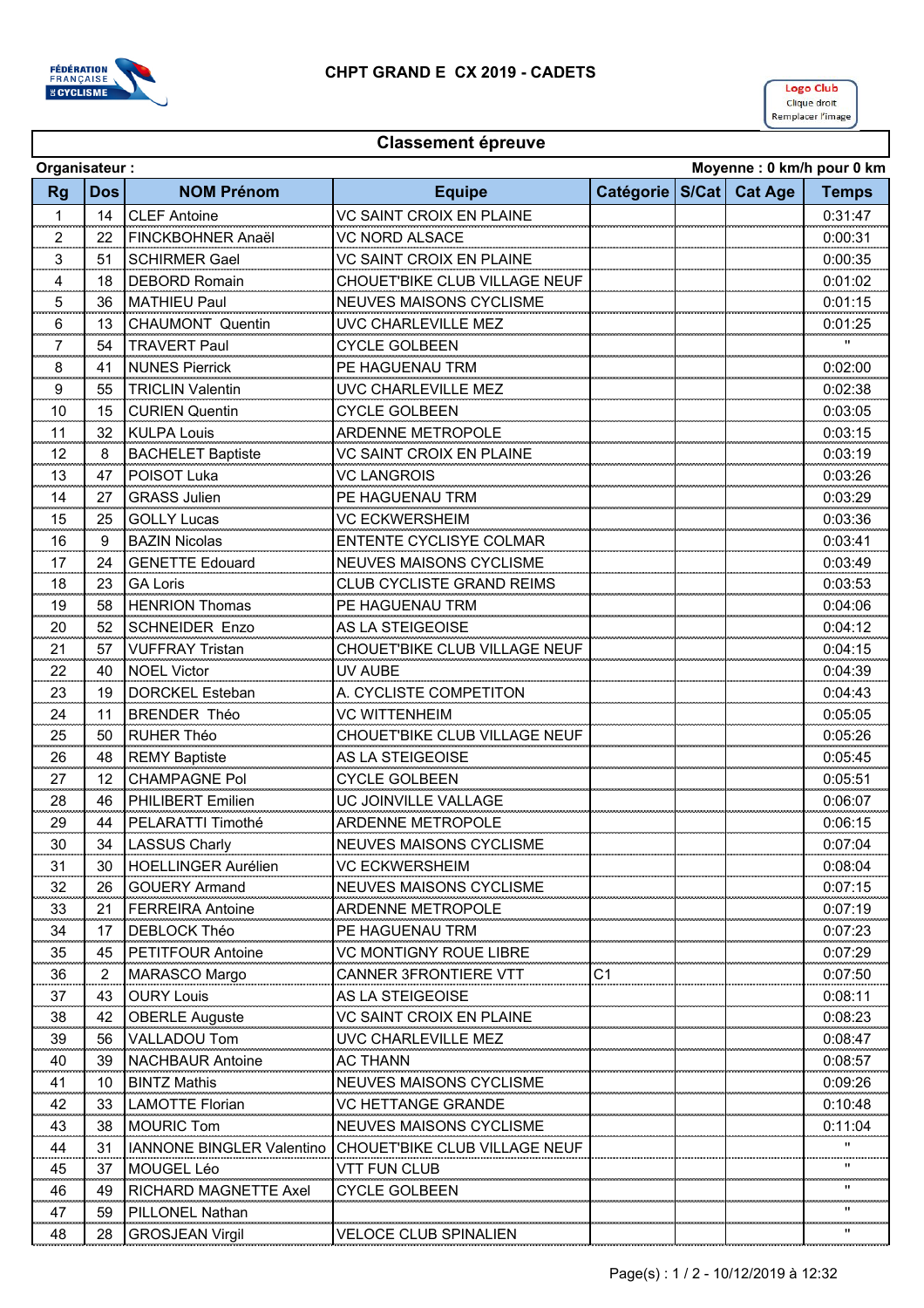# CHPT GRAND E CX 2019 - CADETS

Logo Club
Clique droit
Remplacer l'image

## Classement épreuve

**Organisateur :** **Moyenne : 0 km/h pour 0 km**

| Rg | Dos | NOM Prénom | Equipe | Catégorie | S/Cat | Cat Age | Temps |
|---|---|---|---|---|---|---|---|
| 1 | 14 | CLEF Antoine | VC SAINT CROIX EN PLAINE | | | | 0:31:47 |
| 2 | 22 | FINCKBOHNER Anaël | VC NORD ALSACE | | | | 0:00:31 |
| 3 | 51 | SCHIRMER Gael | VC SAINT CROIX EN PLAINE | | | | 0:00:35 |
| 4 | 18 | DEBORD Romain | CHOUET'BIKE CLUB VILLAGE NEUF | | | | 0:01:02 |
| 5 | 36 | MATHIEU Paul | NEUVES MAISONS CYCLISME | | | | 0:01:15 |
| 6 | 13 | CHAUMONT Quentin | UVC CHARLEVILLE MEZ | | | | 0:01:25 |
| 7 | 54 | TRAVERT Paul | CYCLE GOLBEEN | | | | " |
| 8 | 41 | NUNES Pierrick | PE HAGUENAU TRM | | | | 0:02:00 |
| 9 | 55 | TRICLIN Valentin | UVC CHARLEVILLE MEZ | | | | 0:02:38 |
| 10 | 15 | CURIEN Quentin | CYCLE GOLBEEN | | | | 0:03:05 |
| 11 | 32 | KULPA Louis | ARDENNE METROPOLE | | | | 0:03:15 |
| 12 | 8 | BACHELET Baptiste | VC SAINT CROIX EN PLAINE | | | | 0:03:19 |
| 13 | 47 | POISOT Luka | VC LANGROIS | | | | 0:03:26 |
| 14 | 27 | GRASS Julien | PE HAGUENAU TRM | | | | 0:03:29 |
| 15 | 25 | GOLLY Lucas | VC ECKWERSHEIM | | | | 0:03:36 |
| 16 | 9 | BAZIN Nicolas | ENTENTE CYCLISYE COLMAR | | | | 0:03:41 |
| 17 | 24 | GENETTE Edouard | NEUVES MAISONS CYCLISME | | | | 0:03:49 |
| 18 | 23 | GA Loris | CLUB CYCLISTE GRAND REIMS | | | | 0:03:53 |
| 19 | 58 | HENRION Thomas | PE HAGUENAU TRM | | | | 0:04:06 |
| 20 | 52 | SCHNEIDER Enzo | AS LA STEIGEOISE | | | | 0:04:12 |
| 21 | 57 | VUFFRAY Tristan | CHOUET'BIKE CLUB VILLAGE NEUF | | | | 0:04:15 |
| 22 | 40 | NOEL Victor | UV AUBE | | | | 0:04:39 |
| 23 | 19 | DORCKEL Esteban | A. CYCLISTE COMPETITON | | | | 0:04:43 |
| 24 | 11 | BRENDER Théo | VC WITTENHEIM | | | | 0:05:05 |
| 25 | 50 | RUHER Théo | CHOUET'BIKE CLUB VILLAGE NEUF | | | | 0:05:26 |
| 26 | 48 | REMY Baptiste | AS LA STEIGEOISE | | | | 0:05:45 |
| 27 | 12 | CHAMPAGNE Pol | CYCLE GOLBEEN | | | | 0:05:51 |
| 28 | 46 | PHILIBERT Emilien | UC JOINVILLE VALLAGE | | | | 0:06:07 |
| 29 | 44 | PELARATTI Timothé | ARDENNE METROPOLE | | | | 0:06:15 |
| 30 | 34 | LASSUS Charly | NEUVES MAISONS CYCLISME | | | | 0:07:04 |
| 31 | 30 | HOELLINGER Aurélien | VC ECKWERSHEIM | | | | 0:08:04 |
| 32 | 26 | GOUERY Armand | NEUVES MAISONS CYCLISME | | | | 0:07:15 |
| 33 | 21 | FERREIRA Antoine | ARDENNE METROPOLE | | | | 0:07:19 |
| 34 | 17 | DEBLOCK Théo | PE HAGUENAU TRM | | | | 0:07:23 |
| 35 | 45 | PETITFOUR Antoine | VC MONTIGNY ROUE LIBRE | | | | 0:07:29 |
| 36 | 2 | MARASCO Margo | CANNER 3FRONTIERE VTT | C1 | | | 0:07:50 |
| 37 | 43 | OURY Louis | AS LA STEIGEOISE | | | | 0:08:11 |
| 38 | 42 | OBERLE Auguste | VC SAINT CROIX EN PLAINE | | | | 0:08:23 |
| 39 | 56 | VALLADOU Tom | UVC CHARLEVILLE MEZ | | | | 0:08:47 |
| 40 | 39 | NACHBAUR Antoine | AC THANN | | | | 0:08:57 |
| 41 | 10 | BINTZ Mathis | NEUVES MAISONS CYCLISME | | | | 0:09:26 |
| 42 | 33 | LAMOTTE Florian | VC HETTANGE GRANDE | | | | 0:10:48 |
| 43 | 38 | MOURIC Tom | NEUVES MAISONS CYCLISME | | | | 0:11:04 |
| 44 | 31 | IANNONE BINGLER Valentino | CHOUET'BIKE CLUB VILLAGE NEUF | | | | " |
| 45 | 37 | MOUGEL Léo | VTT FUN CLUB | | | | " |
| 46 | 49 | RICHARD MAGNETTE Axel | CYCLE GOLBEEN | | | | " |
| 47 | 59 | PILLONEL Nathan | | | | | " |
| 48 | 28 | GROSJEAN Virgil | VELOCE CLUB SPINALIEN | | | | " |

Page(s) : 1 / 2 - 10/12/2019 à 12:32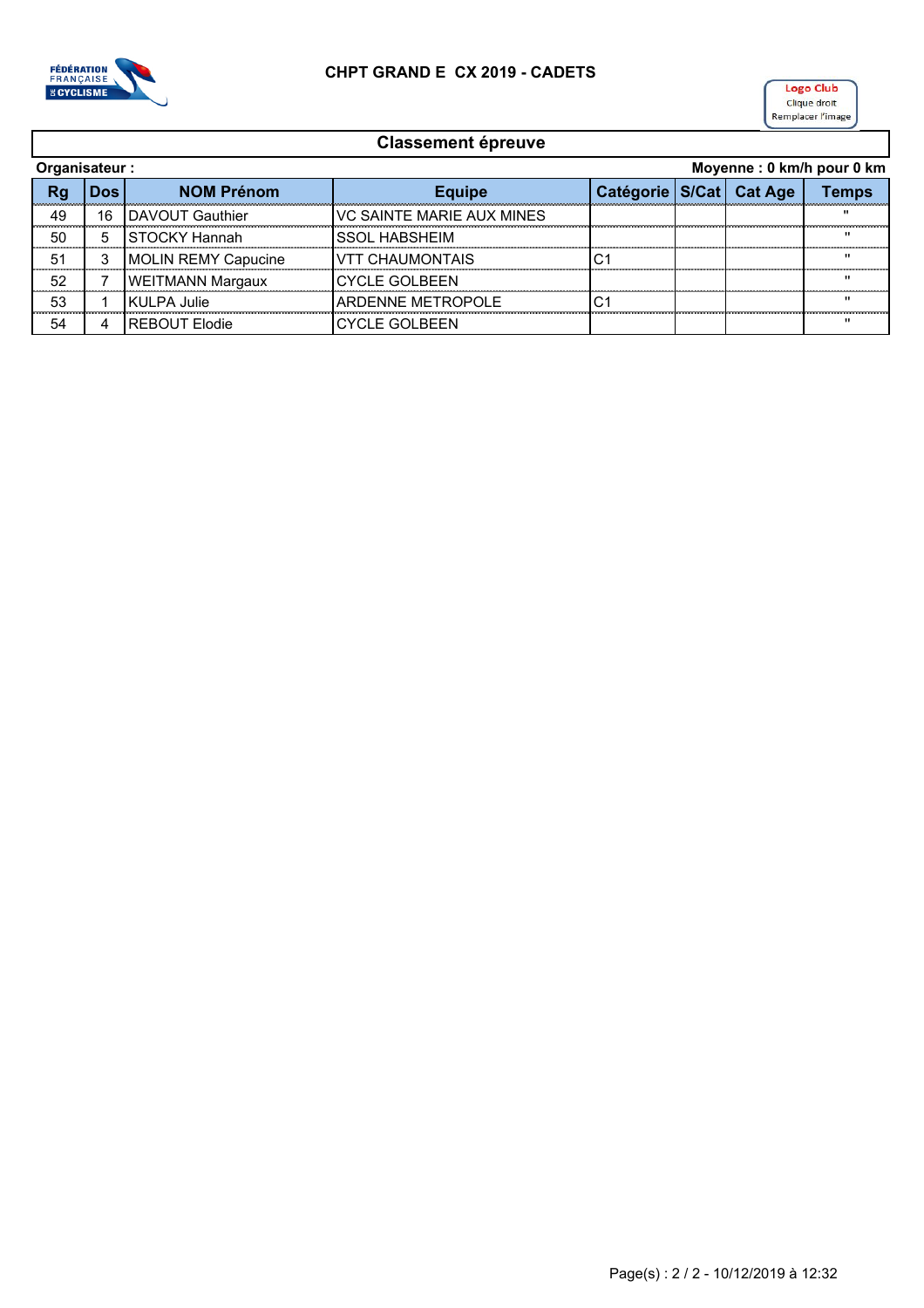# CHPT GRAND E CX 2019 - CADETS

Logo Club
Clique droit
Remplacer l'image

## Classement épreuve

**Organisateur :** 

**Moyenne : 0 km/h pour 0 km**

| Rg | Dos | NOM Prénom | Equipe | Catégorie | S/Cat | Cat Age | Temps |
|---|---|---|---|---|---|---|---|
| 49 | 16 | DAVOUT Gauthier | VC SAINTE MARIE AUX MINES | | | | " |
| 50 | 5 | STOCKY Hannah | SSOL HABSHEIM | | | | " |
| 51 | 3 | MOLIN REMY Capucine | VTT CHAUMONTAIS | C1 | | | " |
| 52 | 7 | WEITMANN Margaux | CYCLE GOLBEEN | | | | " |
| 53 | 1 | KULPA Julie | ARDENNE METROPOLE | C1 | | | " |
| 54 | 4 | REBOUT Elodie | CYCLE GOLBEEN | | | | " |

Page(s) : 2 / 2 - 10/12/2019 à 12:32